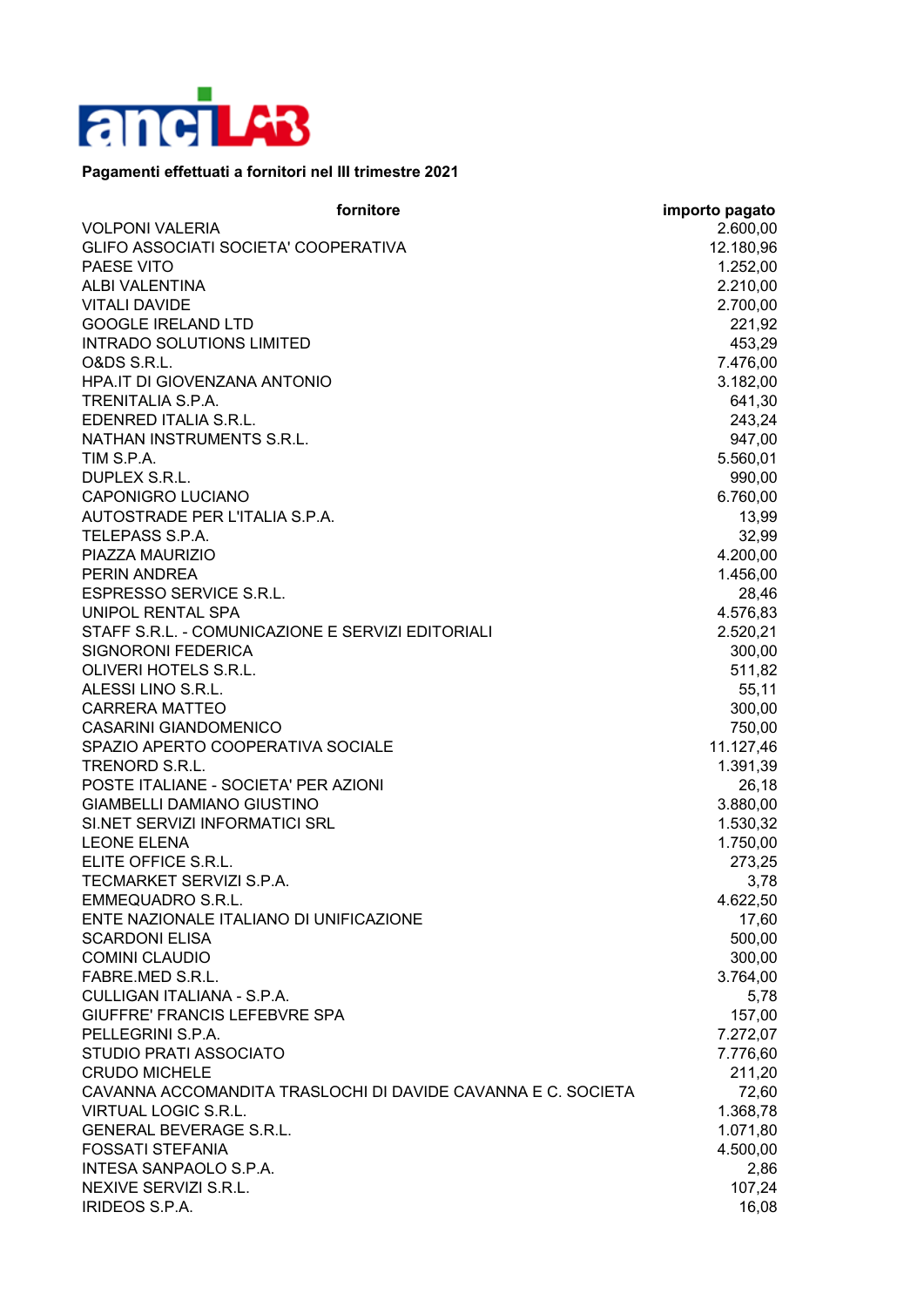**Pagamenti effettuati a fornitori nel III trimestre 2021**

| fornitore | importo pagato |
|---|---|
| VOLPONI VALERIA | 2.600,00 |
| GLIFO ASSOCIATI SOCIETA' COOPERATIVA | 12.180,96 |
| PAESE VITO | 1.252,00 |
| ALBI VALENTINA | 2.210,00 |
| VITALI DAVIDE | 2.700,00 |
| GOOGLE IRELAND LTD | 221,92 |
| INTRADO SOLUTIONS LIMITED | 453,29 |
| O&DS S.R.L. | 7.476,00 |
| HPA.IT DI GIOVENZANA ANTONIO | 3.182,00 |
| TRENITALIA S.P.A. | 641,30 |
| EDENRED ITALIA S.R.L. | 243,24 |
| NATHAN INSTRUMENTS S.R.L. | 947,00 |
| TIM S.P.A. | 5.560,01 |
| DUPLEX S.R.L. | 990,00 |
| CAPONIGRO LUCIANO | 6.760,00 |
| AUTOSTRADE PER L'ITALIA S.P.A. | 13,99 |
| TELEPASS S.P.A. | 32,99 |
| PIAZZA MAURIZIO | 4.200,00 |
| PERIN ANDREA | 1.456,00 |
| ESPRESSO SERVICE S.R.L. | 28,46 |
| UNIPOL RENTAL SPA | 4.576,83 |
| STAFF S.R.L. - COMUNICAZIONE E SERVIZI EDITORIALI | 2.520,21 |
| SIGNORONI FEDERICA | 300,00 |
| OLIVERI HOTELS S.R.L. | 511,82 |
| ALESSI LINO S.R.L. | 55,11 |
| CARRERA MATTEO | 300,00 |
| CASARINI GIANDOMENICO | 750,00 |
| SPAZIO APERTO COOPERATIVA SOCIALE | 11.127,46 |
| TRENORD S.R.L. | 1.391,39 |
| POSTE ITALIANE - SOCIETA' PER AZIONI | 26,18 |
| GIAMBELLI DAMIANO GIUSTINO | 3.880,00 |
| SI.NET SERVIZI INFORMATICI SRL | 1.530,32 |
| LEONE ELENA | 1.750,00 |
| ELITE OFFICE S.R.L. | 273,25 |
| TECMARKET SERVIZI S.P.A. | 3,78 |
| EMMEQUADRO S.R.L. | 4.622,50 |
| ENTE NAZIONALE ITALIANO DI UNIFICAZIONE | 17,60 |
| SCARDONI ELISA | 500,00 |
| COMINI CLAUDIO | 300,00 |
| FABRE.MED S.R.L. | 3.764,00 |
| CULLIGAN ITALIANA - S.P.A. | 5,78 |
| GIUFFRE' FRANCIS LEFEBVRE SPA | 157,00 |
| PELLEGRINI S.P.A. | 7.272,07 |
| STUDIO PRATI ASSOCIATO | 7.776,60 |
| CRUDO MICHELE | 211,20 |
| CAVANNA ACCOMANDITA TRASLOCHI DI DAVIDE CAVANNA E C. SOCIETA | 72,60 |
| VIRTUAL LOGIC S.R.L. | 1.368,78 |
| GENERAL BEVERAGE S.R.L. | 1.071,80 |
| FOSSATI STEFANIA | 4.500,00 |
| INTESA SANPAOLO S.P.A. | 2,86 |
| NEXIVE SERVIZI S.R.L. | 107,24 |
| IRIDEOS S.P.A. | 16,08 |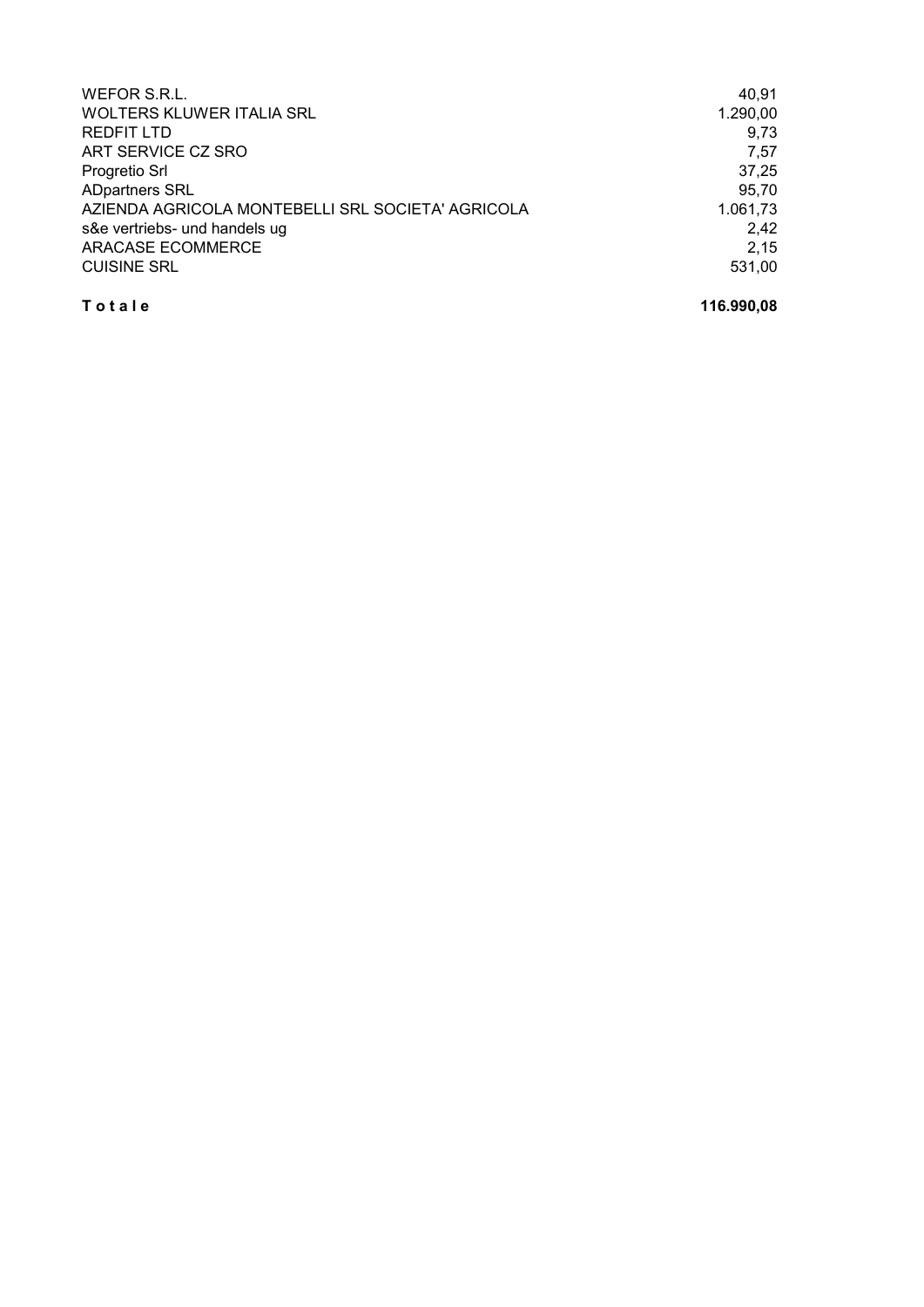| | |
|---|---|
| WEFOR S.R.L. | 40,91 |
| WOLTERS KLUWER ITALIA SRL | 1.290,00 |
| REDFIT LTD | 9,73 |
| ART SERVICE CZ SRO | 7,57 |
| Progretio Srl | 37,25 |
| ADpartners SRL | 95,70 |
| AZIENDA AGRICOLA MONTEBELLI SRL SOCIETA' AGRICOLA | 1.061,73 |
| s&e vertriebs- und handels ug | 2,42 |
| ARACASE ECOMMERCE | 2,15 |
| CUISINE SRL | 531,00 |
| **T o t a l e** | **116.990,08** |